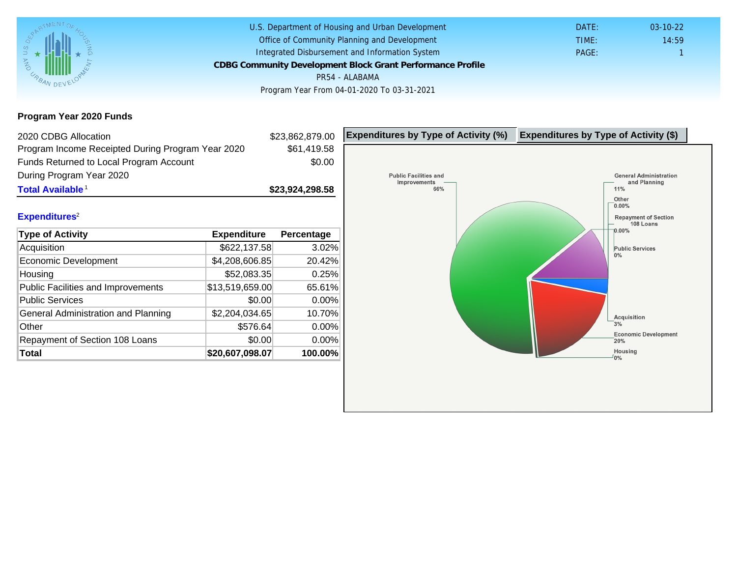U.S. Department of Housing and Urban Development
Office of Community Planning and Development
Integrated Disbursement and Information System

**CDBG Community Development Block Grant Performance Profile**

PR54 - ALABAMA

Program Year From 04-01-2020 To 03-31-2021

DATE: 03-10-22
TIME: 14:59
PAGE: 1

## Program Year 2020 Funds

| | |
|---|---|
| 2020 CDBG Allocation | $23,862,879.00 |
| Program Income Receipted During Program Year 2020 | $61,419.58 |
| Funds Returned to Local Program Account During Program Year 2020 | $0.00 |
| **Total Available**[1] | **$23,924,298.58** |

## Expenditures[2]

| Type of Activity | Expenditure | Percentage |
|---|---|---|
| Acquisition | $622,137.58 | 3.02% |
| Economic Development | $4,208,606.85 | 20.42% |
| Housing | $52,083.35 | 0.25% |
| Public Facilities and Improvements | $13,519,659.00 | 65.61% |
| Public Services | $0.00 | 0.00% |
| General Administration and Planning | $2,204,034.65 | 10.70% |
| Other | $576.64 | 0.00% |
| Repayment of Section 108 Loans | $0.00 | 0.00% |
| **Total** | **$20,607,098.07** | **100.00%** |

**Expenditures by Type of Activity (%)** | **Expenditures by Type of Activity ($)**

Public Facilities and Improvements 66%
General Administration and Planning 11%
Other 0.00%
Repayment of Section 108 Loans 0.00%
Public Services 0%
Acquisition 3%
Economic Development 20%
Housing 0%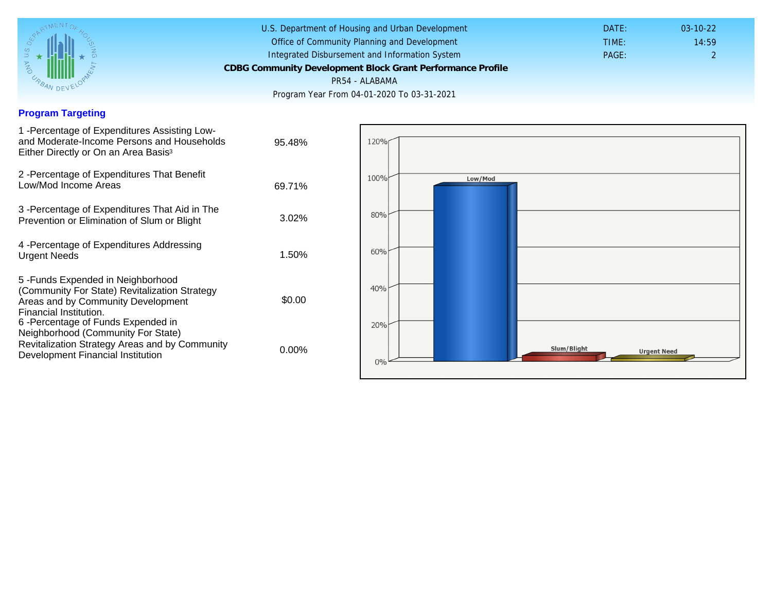U.S. Department of Housing and Urban Development
Office of Community Planning and Development
Integrated Disbursement and Information System
**CDBG Community Development Block Grant Performance Profile**
PR54 - ALABAMA
Program Year From 04-01-2020 To 03-31-2021

DATE: 03-10-22
TIME: 14:59

## Program Targeting

| | |
|---|---|
| 1 -Percentage of Expenditures Assisting Low- and Moderate-Income Persons and Households Either Directly or On an Area Basis[3] | 95.48% |
| 2 -Percentage of Expenditures That Benefit Low/Mod Income Areas | 69.71% |
| 3 -Percentage of Expenditures That Aid in The Prevention or Elimination of Slum or Blight | 3.02% |
| 4 -Percentage of Expenditures Addressing Urgent Needs | 1.50% |
| 5 -Funds Expended in Neighborhood (Community For State) Revitalization Strategy Areas and by Community Development Financial Institution. | $0.00 |
| 6 -Percentage of Funds Expended in Neighborhood (Community For State) Revitalization Strategy Areas and by Community Development Financial Institution | 0.00% |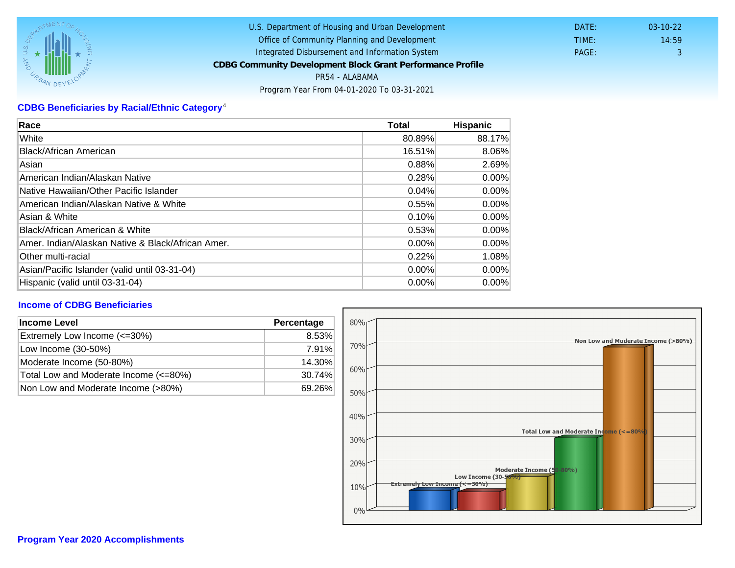U.S. Department of Housing and Urban Development
Office of Community Planning and Development
Integrated Disbursement and Information System

**CDBG Community Development Block Grant Performance Profile**

PR54 - ALABAMA

Program Year From 04-01-2020 To 03-31-2021

DATE: 03-10-22
TIME: 14:59
PAGE: 3

## CDBG Beneficiaries by Racial/Ethnic Category[4]

| Race | Total | Hispanic |
|---|---|---|
| White | 80.89% | 88.17% |
| Black/African American | 16.51% | 8.06% |
| Asian | 0.88% | 2.69% |
| American Indian/Alaskan Native | 0.28% | 0.00% |
| Native Hawaiian/Other Pacific Islander | 0.04% | 0.00% |
| American Indian/Alaskan Native & White | 0.55% | 0.00% |
| Asian & White | 0.10% | 0.00% |
| Black/African American & White | 0.53% | 0.00% |
| Amer. Indian/Alaskan Native & Black/African Amer. | 0.00% | 0.00% |
| Other multi-racial | 0.22% | 1.08% |
| Asian/Pacific Islander (valid until 03-31-04) | 0.00% | 0.00% |
| Hispanic (valid until 03-31-04) | 0.00% | 0.00% |

## Income of CDBG Beneficiaries

| Income Level | Percentage |
|---|---|
| Extremely Low Income (<=30%) | 8.53% |
| Low Income (30-50%) | 7.91% |
| Moderate Income (50-80%) | 14.30% |
| Total Low and Moderate Income (<=80%) | 30.74% |
| Non Low and Moderate Income (>80%) | 69.26% |

## Program Year 2020 Accomplishments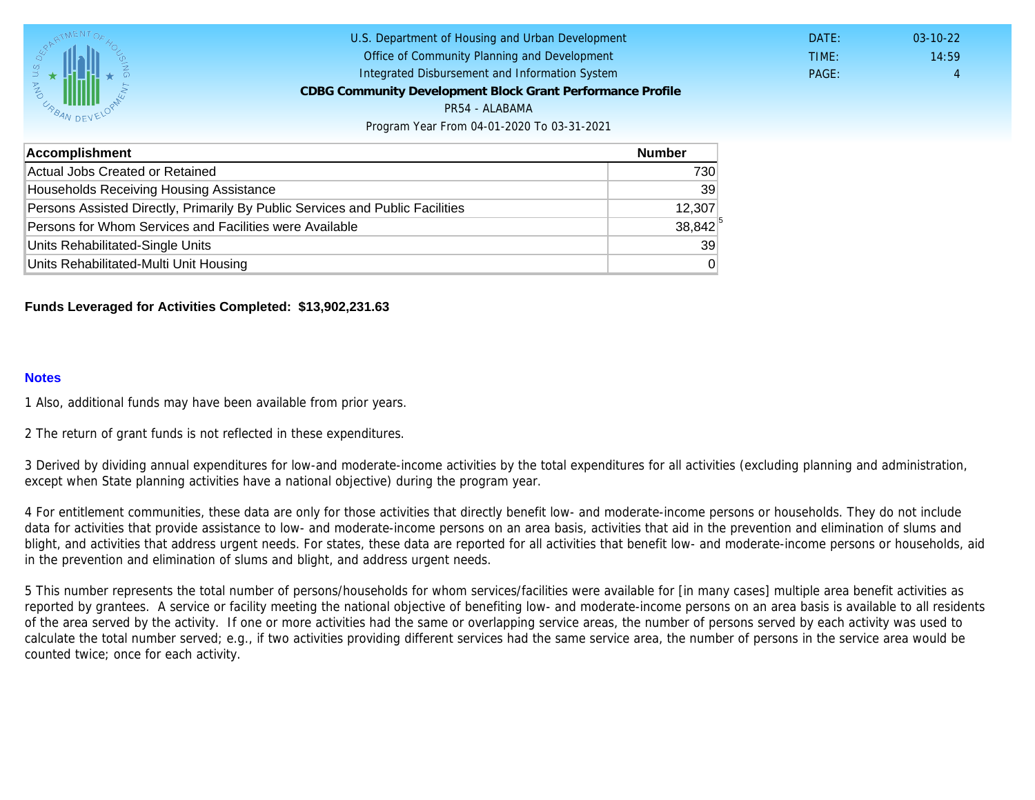U.S. Department of Housing and Urban Development
Office of Community Planning and Development
Integrated Disbursement and Information System

**CDBG Community Development Block Grant Performance Profile**

PR54 - ALABAMA

Program Year From 04-01-2020 To 03-31-2021

DATE: 03-10-22
TIME: 14:59

| Accomplishment | Number |
|---|---|
| Actual Jobs Created or Retained | 730 |
| Households Receiving Housing Assistance | 39 |
| Persons Assisted Directly, Primarily By Public Services and Public Facilities | 12,307 |
| Persons for Whom Services and Facilities were Available | 38,842 [5] |
| Units Rehabilitated-Single Units | 39 |
| Units Rehabilitated-Multi Unit Housing | 0 |

**Funds Leveraged for Activities Completed: $13,902,231.63**

## Notes

1 Also, additional funds may have been available from prior years.

2 The return of grant funds is not reflected in these expenditures.

3 Derived by dividing annual expenditures for low-and moderate-income activities by the total expenditures for all activities (excluding planning and administration, except when State planning activities have a national objective) during the program year.

4 For entitlement communities, these data are only for those activities that directly benefit low- and moderate-income persons or households. They do not include data for activities that provide assistance to low- and moderate-income persons on an area basis, activities that aid in the prevention and elimination of slums and blight, and activities that address urgent needs. For states, these data are reported for all activities that benefit low- and moderate-income persons or households, aid in the prevention and elimination of slums and blight, and address urgent needs.

5 This number represents the total number of persons/households for whom services/facilities were available for [in many cases] multiple area benefit activities as reported by grantees. A service or facility meeting the national objective of benefiting low- and moderate-income persons on an area basis is available to all residents of the area served by the activity. If one or more activities had the same or overlapping service areas, the number of persons served by each activity was used to calculate the total number served; e.g., if two activities providing different services had the same service area, the number of persons in the service area would be counted twice; once for each activity.